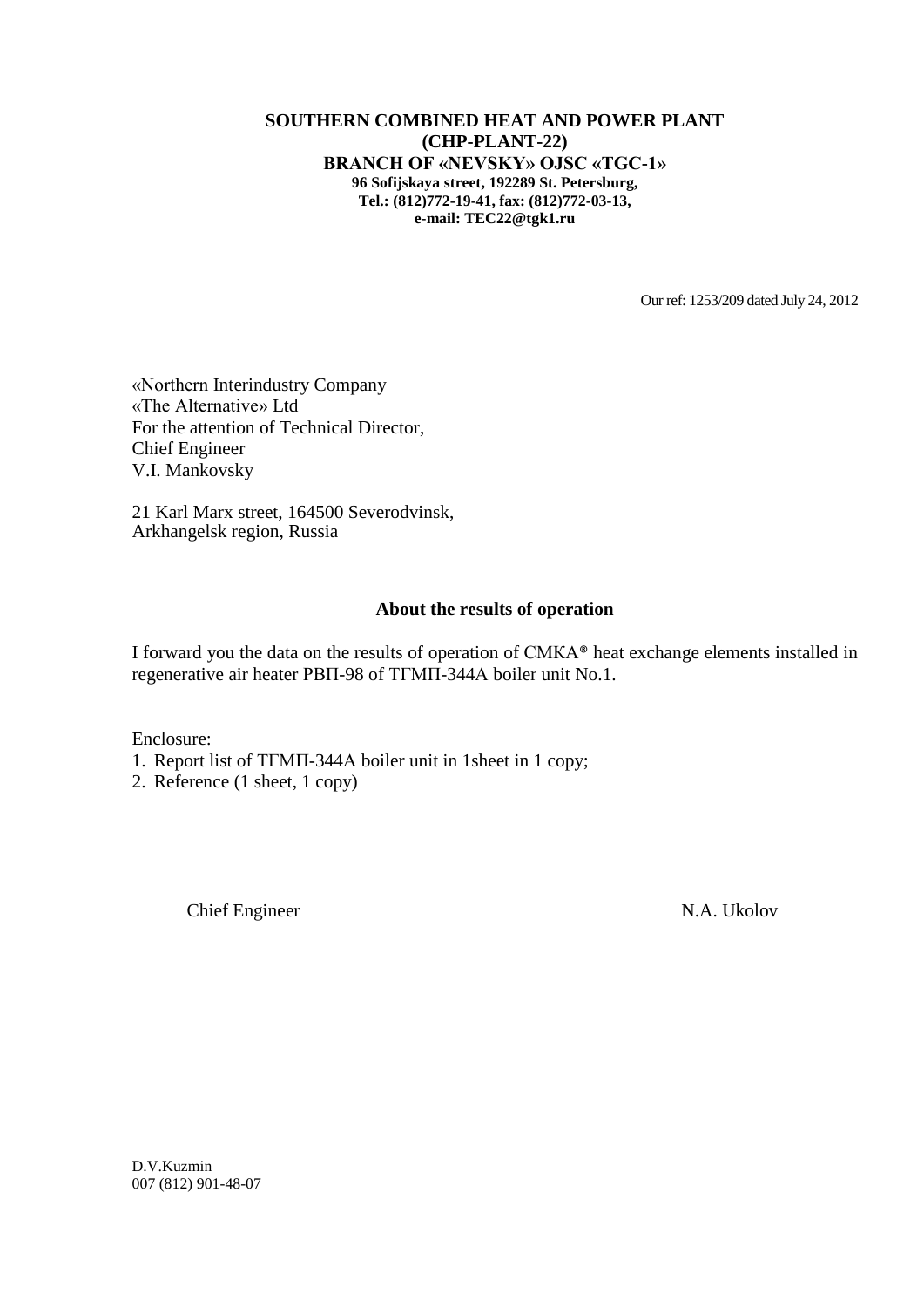**SOUTHERN COMBINED HEAT AND POWER PLANT**
**(CHP-PLANT-22)**
**BRANCH OF «NEVSKY» OJSC «TGC-1»**
**96 Sofijskaya street, 192289 St. Petersburg,**
**Tel.: (812)772-19-41, fax: (812)772-03-13,**
**e-mail: TEC22@tgk1.ru**

Our ref: 1253/209 dated July 24, 2012

«Northern Interindustry Company
«The Alternative» Ltd
For the attention of Technical Director,
Chief Engineer
V.I. Mankovsky

21 Karl Marx street, 164500 Severodvinsk,
Arkhangelsk region, Russia

**About the results of operation**

I forward you the data on the results of operation of СМКА® heat exchange elements installed in regenerative air heater РВП-98 of ТГМП-344А boiler unit No.1.

Enclosure:

1. Report list of ТГМП-344А boiler unit in 1sheet in 1 copy;
2. Reference (1 sheet, 1 copy)

Chief Engineer N.A. Ukolov

D.V.Kuzmin
007 (812) 901-48-07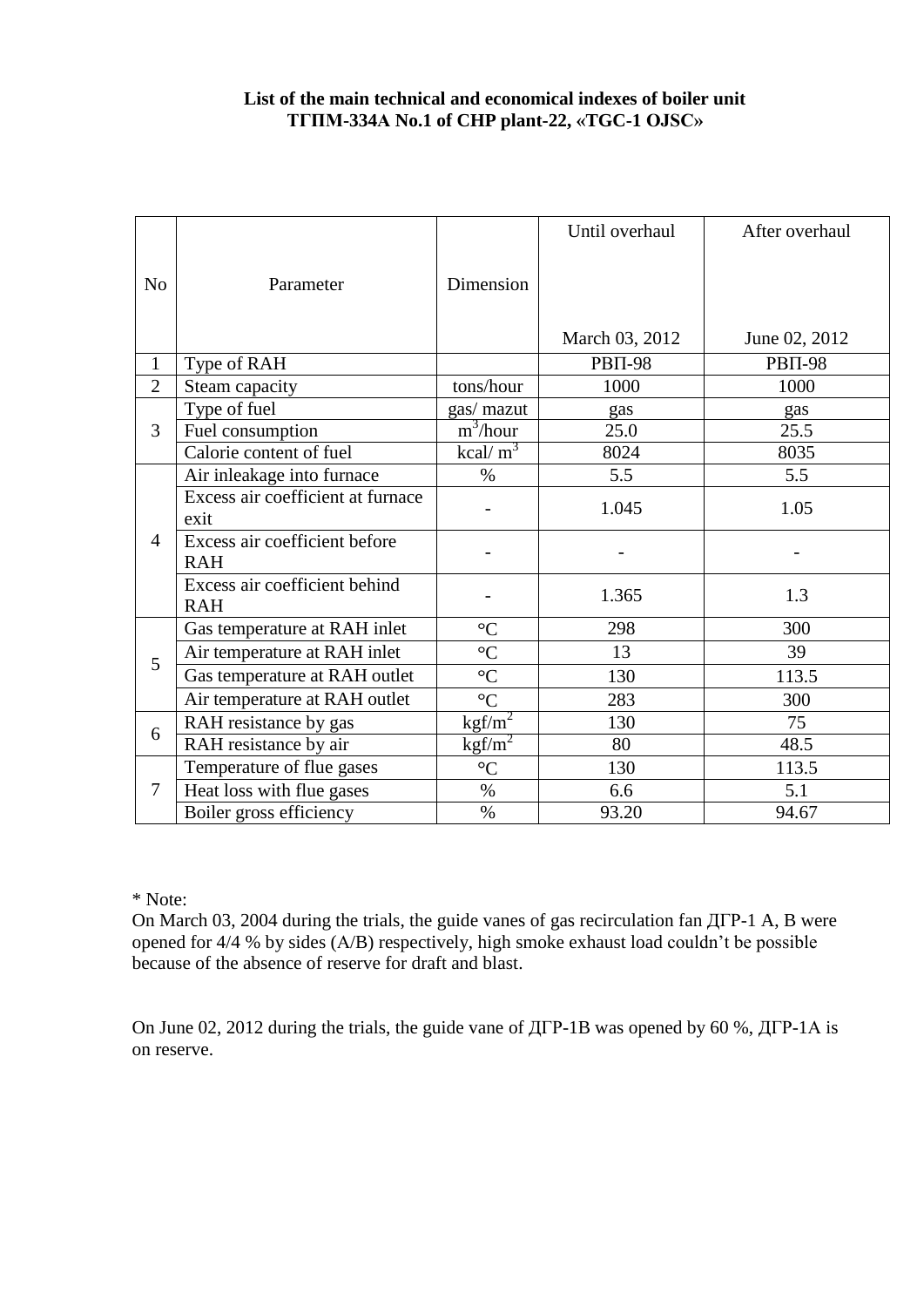**List of the main technical and economical indexes of boiler unit ТГПМ-334А No.1 of CHP plant-22, «TGC-1 OJSC»**

| No | Parameter | Dimension | Until overhaul<br><br>March 03, 2012 | After overhaul<br><br>June 02, 2012 |
|---|---|---|---|---|
| 1 | Type of RAH | | РВП-98 | РВП-98 |
| 2 | Steam capacity | tons/hour | 1000 | 1000 |
| 3 | Type of fuel | gas/ mazut | gas | gas |
| | Fuel consumption | $m^3$/hour | 25.0 | 25.5 |
| | Calorie content of fuel | kcal/ $m^3$ | 8024 | 8035 |
| 4 | Air inleakage into furnace | % | 5.5 | 5.5 |
| | Excess air coefficient at furnace exit | - | 1.045 | 1.05 |
| | Excess air coefficient before RAH | - | - | - |
| | Excess air coefficient behind RAH | - | 1.365 | 1.3 |
| 5 | Gas temperature at RAH inlet | °C | 298 | 300 |
| | Air temperature at RAH inlet | °C | 13 | 39 |
| | Gas temperature at RAH outlet | °C | 130 | 113.5 |
| | Air temperature at RAH outlet | °C | 283 | 300 |
| 6 | RAH resistance by gas | kgf/$m^2$ | 130 | 75 |
| | RAH resistance by air | kgf/$m^2$ | 80 | 48.5 |
| 7 | Temperature of flue gases | °C | 130 | 113.5 |
| | Heat loss with flue gases | % | 6.6 | 5.1 |
| | Boiler gross efficiency | % | 93.20 | 94.67 |

\* Note:
On March 03, 2004 during the trials, the guide vanes of gas recirculation fan ДГР-1 A, B were opened for 4/4 % by sides (A/B) respectively, high smoke exhaust load couldn't be possible because of the absence of reserve for draft and blast.

On June 02, 2012 during the trials, the guide vane of ДГР-1B was opened by 60 %, ДГР-1A is on reserve.